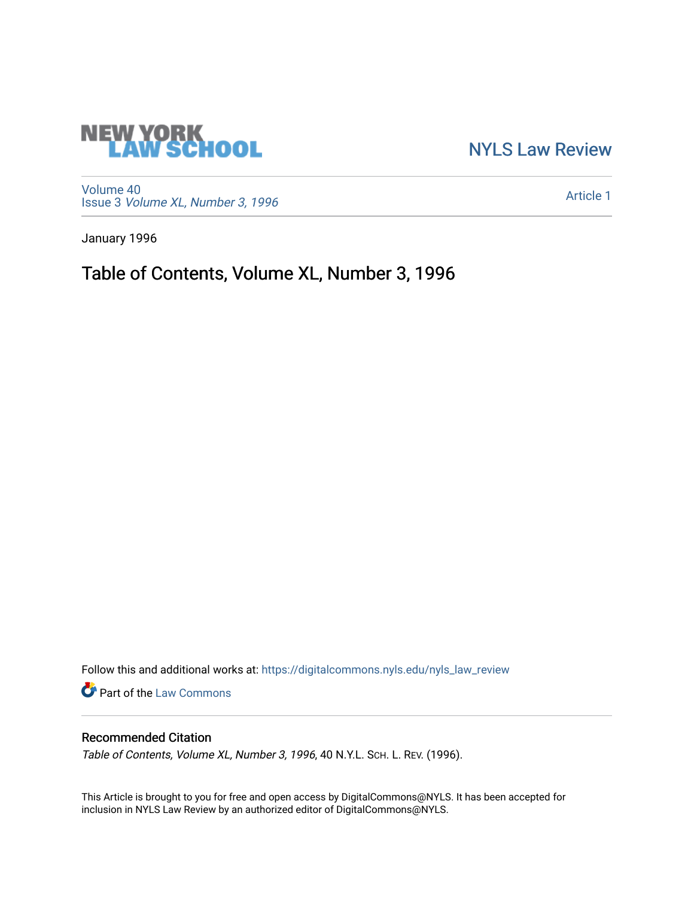NEW YORK LAW SCHOOL

NYLS Law Review

Volume 40
Issue 3 *Volume XL, Number 3, 1996*

Article 1

January 1996

# Table of Contents, Volume XL, Number 3, 1996

Follow this and additional works at: https://digitalcommons.nyls.edu/nyls_law_review

Part of the Law Commons

## Recommended Citation

*Table of Contents, Volume XL, Number 3, 1996*, 40 N.Y.L. Sch. L. Rev. (1996).

This Article is brought to you for free and open access by DigitalCommons@NYLS. It has been accepted for inclusion in NYLS Law Review by an authorized editor of DigitalCommons@NYLS.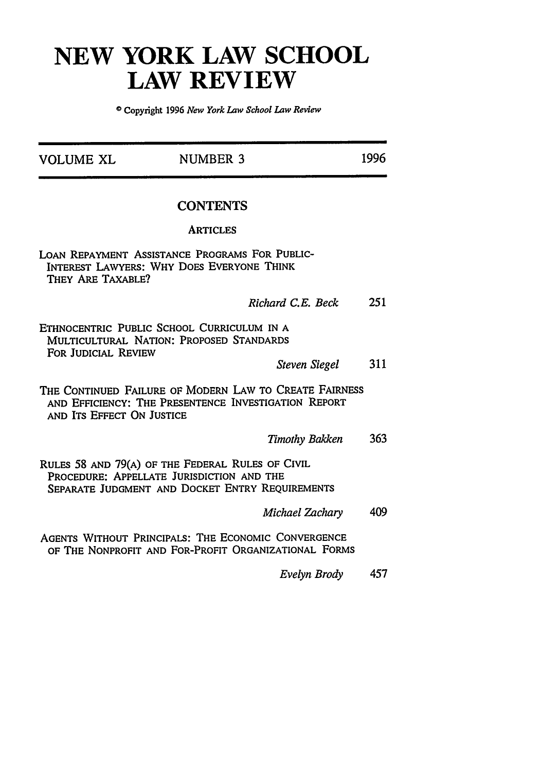# NEW YORK LAW SCHOOL LAW REVIEW

© Copyright 1996 *New York Law School Law Review*

| VOLUME XL | NUMBER 3 | 1996 |
|---|---|---|

## CONTENTS

### ARTICLES

LOAN REPAYMENT ASSISTANCE PROGRAMS FOR PUBLIC-INTEREST LAWYERS: WHY DOES EVERYONE THINK THEY ARE TAXABLE?

*Richard C.E. Beck* 251

ETHNOCENTRIC PUBLIC SCHOOL CURRICULUM IN A MULTICULTURAL NATION: PROPOSED STANDARDS FOR JUDICIAL REVIEW

*Steven Siegel* 311

THE CONTINUED FAILURE OF MODERN LAW TO CREATE FAIRNESS AND EFFICIENCY: THE PRESENTENCE INVESTIGATION REPORT AND ITS EFFECT ON JUSTICE

*Timothy Bakken* 363

RULES 58 AND 79(A) OF THE FEDERAL RULES OF CIVIL PROCEDURE: APPELLATE JURISDICTION AND THE SEPARATE JUDGMENT AND DOCKET ENTRY REQUIREMENTS

*Michael Zachary* 409

AGENTS WITHOUT PRINCIPALS: THE ECONOMIC CONVERGENCE OF THE NONPROFIT AND FOR-PROFIT ORGANIZATIONAL FORMS

*Evelyn Brody* 457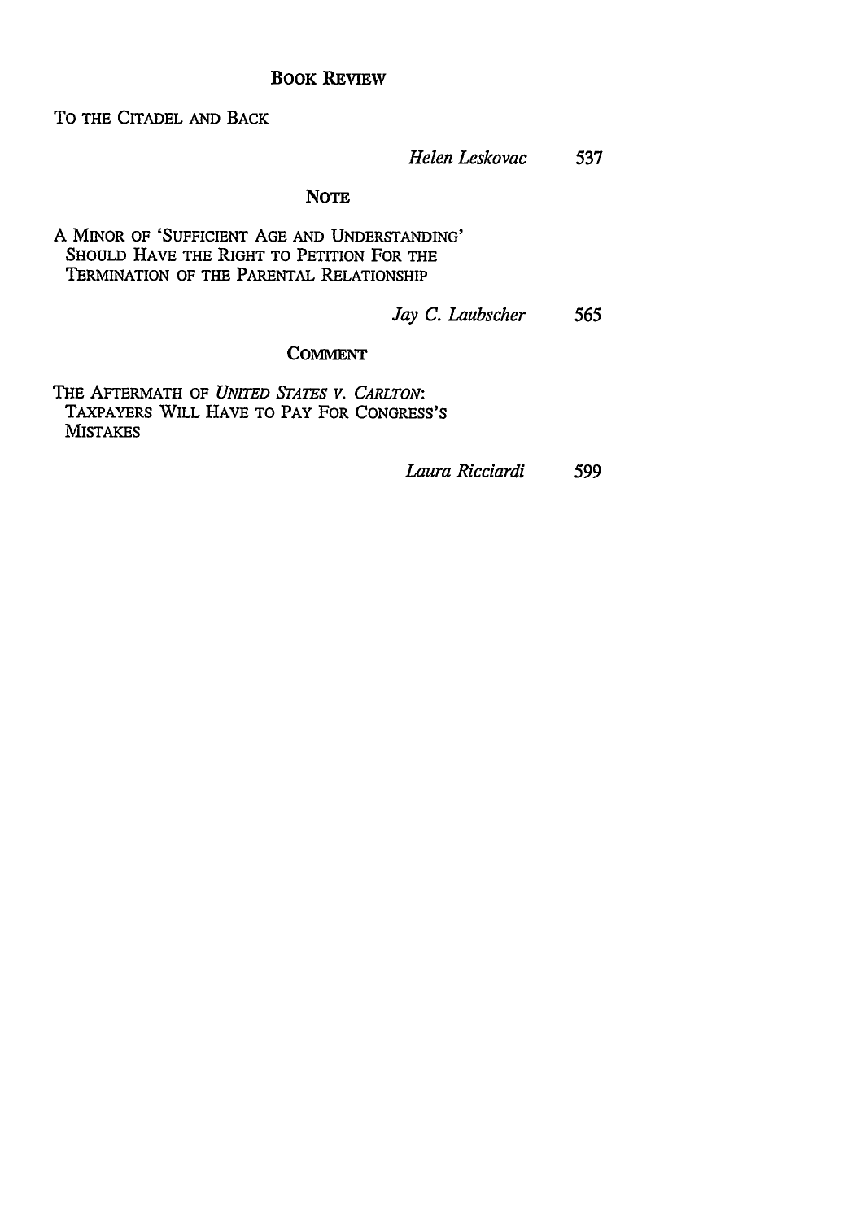## BOOK REVIEW

TO THE CITADEL AND BACK

*Helen Leskovac* 537

## NOTE

A MINOR OF 'SUFFICIENT AGE AND UNDERSTANDING' SHOULD HAVE THE RIGHT TO PETITION FOR THE TERMINATION OF THE PARENTAL RELATIONSHIP

*Jay C. Laubscher* 565

## COMMENT

THE AFTERMATH OF *UNITED STATES V. CARLTON*: TAXPAYERS WILL HAVE TO PAY FOR CONGRESS'S MISTAKES

*Laura Ricciardi* 599